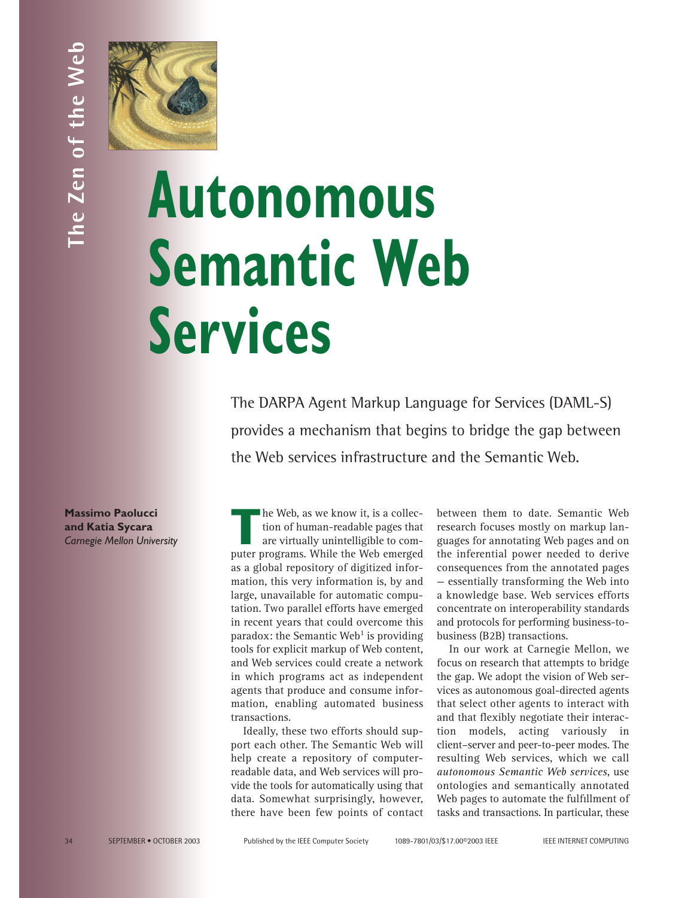# Autonomous Semantic Web Services

The DARPA Agent Markup Language for Services (DAML-S) provides a mechanism that begins to bridge the gap between the Web services infrastructure and the Semantic Web.

**Massimo Paolucci and Katia Sycara**
*Carnegie Mellon University*

The Web, as we know it, is a collection of human-readable pages that are virtually unintelligible to computer programs. While the Web emerged as a global repository of digitized information, this very information is, by and large, unavailable for automatic computation. Two parallel efforts have emerged in recent years that could overcome this paradox: the Semantic Web[1] is providing tools for explicit markup of Web content, and Web services could create a network in which programs act as independent agents that produce and consume information, enabling automated business transactions.

Ideally, these two efforts should support each other. The Semantic Web will help create a repository of computer-readable data, and Web services will provide the tools for automatically using that data. Somewhat surprisingly, however, there have been few points of contact between them to date. Semantic Web research focuses mostly on markup languages for annotating Web pages and on the inferential power needed to derive consequences from the annotated pages — essentially transforming the Web into a knowledge base. Web services efforts concentrate on interoperability standards and protocols for performing business-to-business (B2B) transactions.

In our work at Carnegie Mellon, we focus on research that attempts to bridge the gap. We adopt the vision of Web services as autonomous goal-directed agents that select other agents to interact with and that flexibly negotiate their interaction models, acting variously in client–server and peer-to-peer modes. The resulting Web services, which we call *autonomous Semantic Web services*, use ontologies and semantically annotated Web pages to automate the fulfillment of tasks and transactions. In particular, these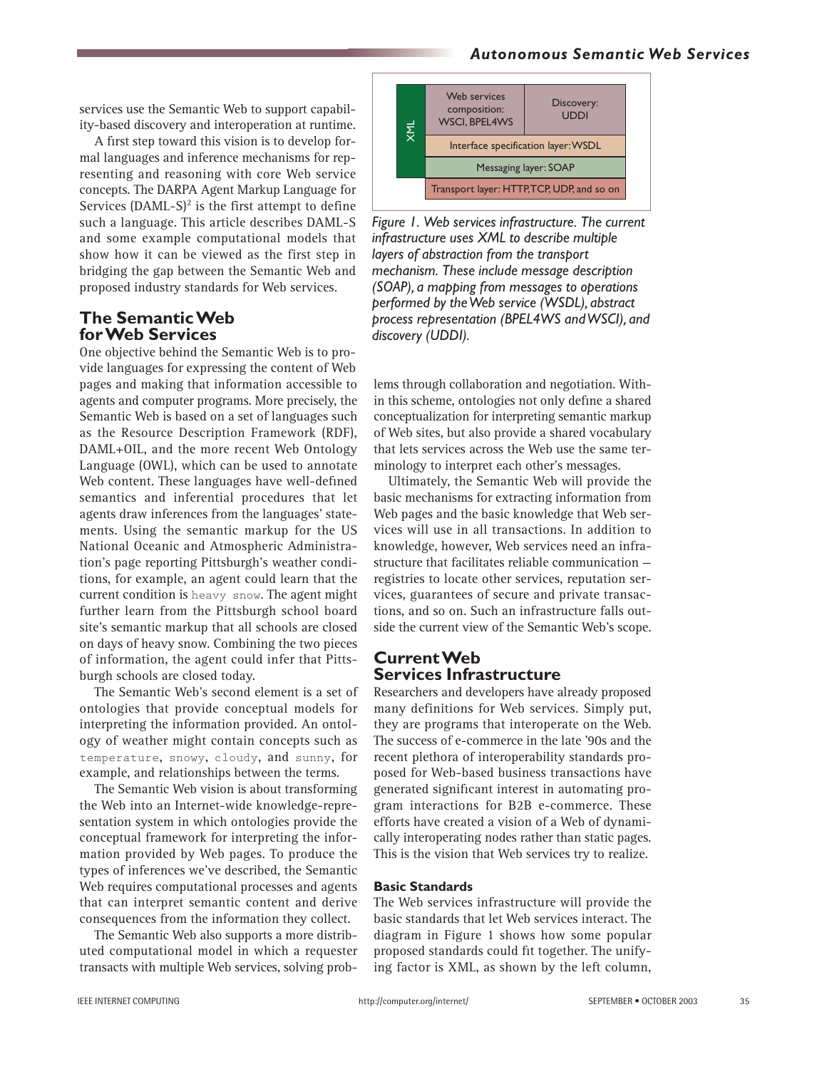services use the Semantic Web to support capability-based discovery and interoperation at runtime.

A first step toward this vision is to develop formal languages and inference mechanisms for representing and reasoning with core Web service concepts. The DARPA Agent Markup Language for Services (DAML-S)[2] is the first attempt to define such a language. This article describes DAML-S and some example computational models that show how it can be viewed as the first step in bridging the gap between the Semantic Web and proposed industry standards for Web services.

## The Semantic Web for Web Services

One objective behind the Semantic Web is to provide languages for expressing the content of Web pages and making that information accessible to agents and computer programs. More precisely, the Semantic Web is based on a set of languages such as the Resource Description Framework (RDF), DAML+OIL, and the more recent Web Ontology Language (OWL), which can be used to annotate Web content. These languages have well-defined semantics and inferential procedures that let agents draw inferences from the languages' statements. Using the semantic markup for the US National Oceanic and Atmospheric Administration's page reporting Pittsburgh's weather conditions, for example, an agent could learn that the current condition is `heavy snow`. The agent might further learn from the Pittsburgh school board site's semantic markup that all schools are closed on days of heavy snow. Combining the two pieces of information, the agent could infer that Pittsburgh schools are closed today.

The Semantic Web's second element is a set of ontologies that provide conceptual models for interpreting the information provided. An ontology of weather might contain concepts such as `temperature`, `snowy`, `cloudy`, and `sunny`, for example, and relationships between the terms.

The Semantic Web vision is about transforming the Web into an Internet-wide knowledge-representation system in which ontologies provide the conceptual framework for interpreting the information provided by Web pages. To produce the types of inferences we've described, the Semantic Web requires computational processes and agents that can interpret semantic content and derive consequences from the information they collect.

The Semantic Web also supports a more distributed computational model in which a requester transacts with multiple Web services, solving problems through collaboration and negotiation. Within this scheme, ontologies not only define a shared conceptualization for interpreting semantic markup of Web sites, but also provide a shared vocabulary that lets services across the Web use the same terminology to interpret each other's messages.

Ultimately, the Semantic Web will provide the basic mechanisms for extracting information from Web pages and the basic knowledge that Web services will use in all transactions. In addition to knowledge, however, Web services need an infrastructure that facilitates reliable communication — registries to locate other services, reputation services, guarantees of secure and private transactions, and so on. Such an infrastructure falls outside the current view of the Semantic Web's scope.

XML

Web services composition: WSCI, BPEL4WS

Discovery: UDDI

Interface specification layer: WSDL

Messaging layer: SOAP

Transport layer: HTTP, TCP, UDP, and so on

*Figure 1. Web services infrastructure. The current infrastructure uses XML to describe multiple layers of abstraction from the transport mechanism. These include message description (SOAP), a mapping from messages to operations performed by the Web service (WSDL), abstract process representation (BPEL4WS and WSCI), and discovery (UDDI).*

## Current Web Services Infrastructure

Researchers and developers have already proposed many definitions for Web services. Simply put, they are programs that interoperate on the Web. The success of e-commerce in the late '90s and the recent plethora of interoperability standards proposed for Web-based business transactions have generated significant interest in automating program interactions for B2B e-commerce. These efforts have created a vision of a Web of dynamically interoperating nodes rather than static pages. This is the vision that Web services try to realize.

### Basic Standards

The Web services infrastructure will provide the basic standards that let Web services interact. The diagram in Figure 1 shows how some popular proposed standards could fit together. The unifying factor is XML, as shown by the left column,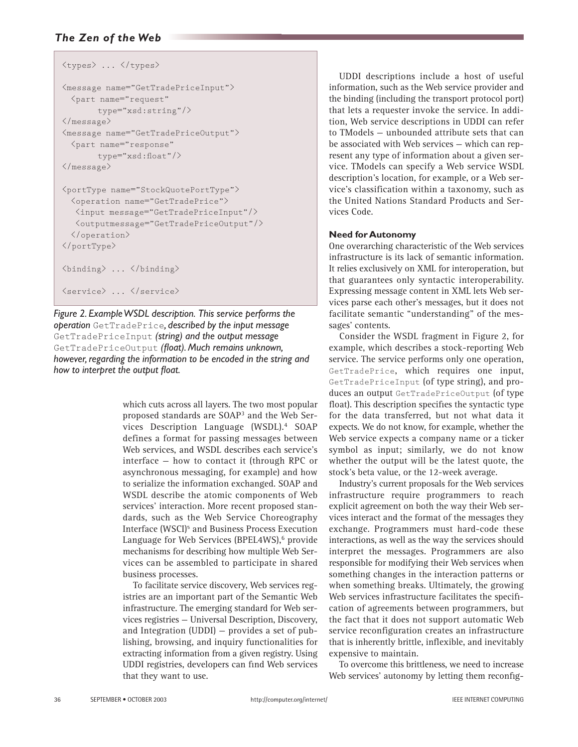```
<types> ... </types>

<message name="GetTradePriceInput">
  <part name="request"
        type="xsd:string"/>
</message>
<message name="GetTradePriceOutput">
  <part name="response"
        type="xsd:float"/>
</message>

<portType name="StockQuotePortType">
  <operation name="GetTradePrice">
   <input message="GetTradePriceInput"/>
   <outputmessage="GetTradePriceOutput"/>
  </operation>
</portType>

<binding> ... </binding>

<service> ... </service>
```

*Figure 2. Example WSDL description. This service performs the operation* `GetTradePrice`*, described by the input message* `GetTradePriceInput` *(string) and the output message* `GetTradePriceOutput` *(float). Much remains unknown, however, regarding the information to be encoded in the string and how to interpret the output float.*

which cuts across all layers. The two most popular proposed standards are SOAP[3] and the Web Services Description Language (WSDL).[4] SOAP defines a format for passing messages between Web services, and WSDL describes each service's interface — how to contact it (through RPC or asynchronous messaging, for example) and how to serialize the information exchanged. SOAP and WSDL describe the atomic components of Web services' interaction. More recent proposed standards, such as the Web Service Choreography Interface (WSCI)[5] and Business Process Execution Language for Web Services (BPEL4WS),[6] provide mechanisms for describing how multiple Web Services can be assembled to participate in shared business processes.

To facilitate service discovery, Web services registries are an important part of the Semantic Web infrastructure. The emerging standard for Web services registries — Universal Description, Discovery, and Integration (UDDI) — provides a set of publishing, browsing, and inquiry functionalities for extracting information from a given registry. Using UDDI registries, developers can find Web services that they want to use.

UDDI descriptions include a host of useful information, such as the Web service provider and the binding (including the transport protocol port) that lets a requester invoke the service. In addition, Web service descriptions in UDDI can refer to TModels — unbounded attribute sets that can be associated with Web services — which can represent any type of information about a given service. TModels can specify a Web service WSDL description's location, for example, or a Web service's classification within a taxonomy, such as the United Nations Standard Products and Services Code.

### Need for Autonomy

One overarching characteristic of the Web services infrastructure is its lack of semantic information. It relies exclusively on XML for interoperation, but that guarantees only syntactic interoperability. Expressing message content in XML lets Web services parse each other's messages, but it does not facilitate semantic "understanding" of the messages' contents.

Consider the WSDL fragment in Figure 2, for example, which describes a stock-reporting Web service. The service performs only one operation, `GetTradePrice`, which requires one input, `GetTradePriceInput` (of type string), and produces an output `GetTradePriceOutput` (of type float). This description specifies the syntactic type for the data transferred, but not what data it expects. We do not know, for example, whether the Web service expects a company name or a ticker symbol as input; similarly, we do not know whether the output will be the latest quote, the stock's beta value, or the 12-week average.

Industry's current proposals for the Web services infrastructure require programmers to reach explicit agreement on both the way their Web services interact and the format of the messages they exchange. Programmers must hard-code these interactions, as well as the way the services should interpret the messages. Programmers are also responsible for modifying their Web services when something changes in the interaction patterns or when something breaks. Ultimately, the growing Web services infrastructure facilitates the specification of agreements between programmers, but the fact that it does not support automatic Web service reconfiguration creates an infrastructure that is inherently brittle, inflexible, and inevitably expensive to maintain.

To overcome this brittleness, we need to increase Web services' autonomy by letting them reconfig-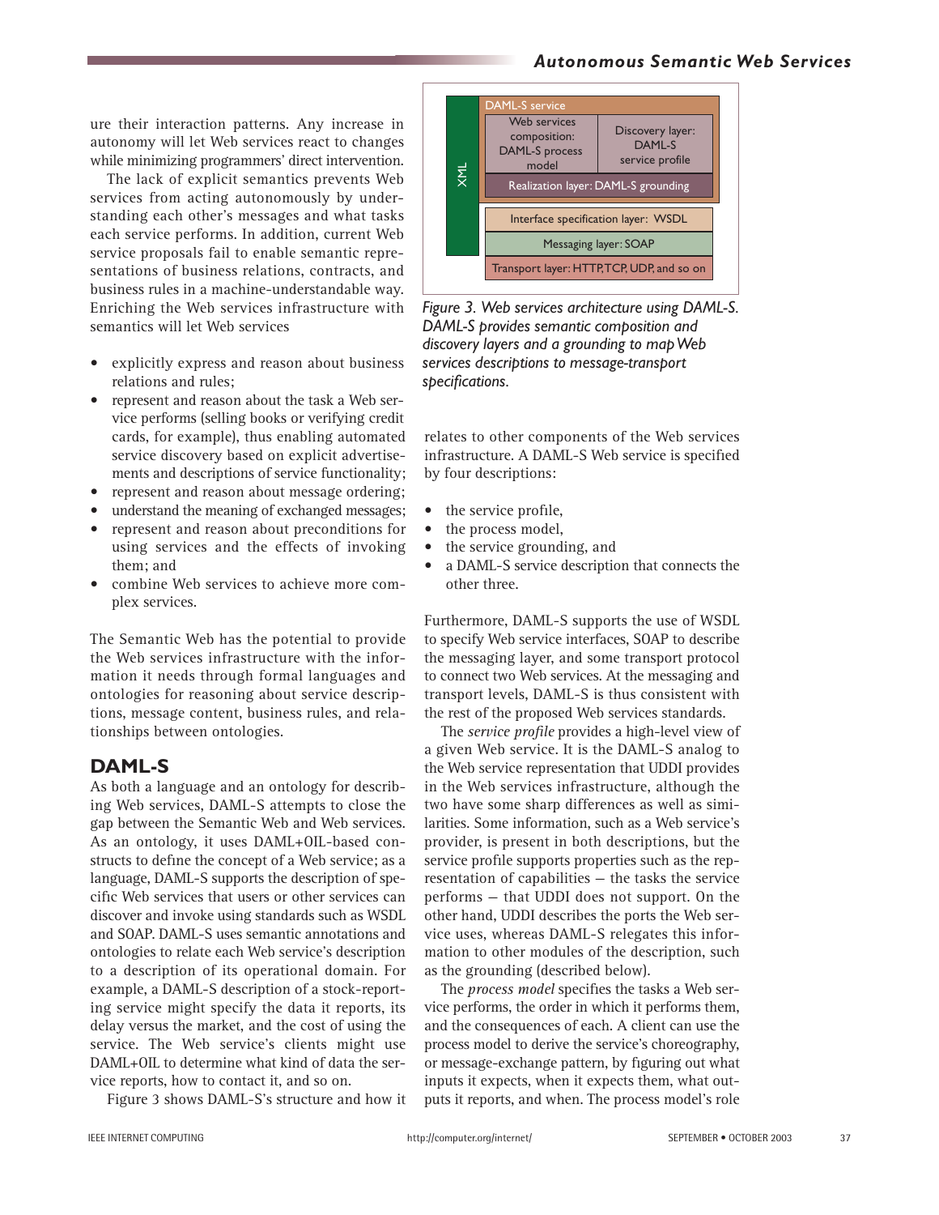ure their interaction patterns. Any increase in autonomy will let Web services react to changes while minimizing programmers' direct intervention.

The lack of explicit semantics prevents Web services from acting autonomously by understanding each other's messages and what tasks each service performs. In addition, current Web service proposals fail to enable semantic representations of business relations, contracts, and business rules in a machine-understandable way. Enriching the Web services infrastructure with semantics will let Web services

- explicitly express and reason about business relations and rules;
- represent and reason about the task a Web service performs (selling books or verifying credit cards, for example), thus enabling automated service discovery based on explicit advertisements and descriptions of service functionality;
- represent and reason about message ordering;
- understand the meaning of exchanged messages;
- represent and reason about preconditions for using services and the effects of invoking them; and
- combine Web services to achieve more complex services.

The Semantic Web has the potential to provide the Web services infrastructure with the information it needs through formal languages and ontologies for reasoning about service descriptions, message content, business rules, and relationships between ontologies.

## DAML-S

As both a language and an ontology for describing Web services, DAML-S attempts to close the gap between the Semantic Web and Web services. As an ontology, it uses DAML+OIL-based constructs to define the concept of a Web service; as a language, DAML-S supports the description of specific Web services that users or other services can discover and invoke using standards such as WSDL and SOAP. DAML-S uses semantic annotations and ontologies to relate each Web service's description to a description of its operational domain. For example, a DAML-S description of a stock-reporting service might specify the data it reports, its delay versus the market, and the cost of using the service. The Web service's clients might use DAML+OIL to determine what kind of data the service reports, how to contact it, and so on.

Figure 3 shows DAML-S's structure and how it relates to other components of the Web services infrastructure. A DAML-S Web service is specified by four descriptions:

XML

DAML-S service

Web services composition: DAML-S process model

Discovery layer: DAML-S service profile

Realization layer: DAML-S grounding

Interface specification layer: WSDL

Messaging layer: SOAP

Transport layer: HTTP, TCP, UDP, and so on

*Figure 3. Web services architecture using DAML-S. DAML-S provides semantic composition and discovery layers and a grounding to map Web services descriptions to message-transport specifications.*

- the service profile,
- the process model,
- the service grounding, and
- a DAML-S service description that connects the other three.

Furthermore, DAML-S supports the use of WSDL to specify Web service interfaces, SOAP to describe the messaging layer, and some transport protocol to connect two Web services. At the messaging and transport levels, DAML-S is thus consistent with the rest of the proposed Web services standards.

The *service profile* provides a high-level view of a given Web service. It is the DAML-S analog to the Web service representation that UDDI provides in the Web services infrastructure, although the two have some sharp differences as well as similarities. Some information, such as a Web service's provider, is present in both descriptions, but the service profile supports properties such as the representation of capabilities — the tasks the service performs — that UDDI does not support. On the other hand, UDDI describes the ports the Web service uses, whereas DAML-S relegates this information to other modules of the description, such as the grounding (described below).

The *process model* specifies the tasks a Web service performs, the order in which it performs them, and the consequences of each. A client can use the process model to derive the service's choreography, or message-exchange pattern, by figuring out what inputs it expects, when it expects them, what outputs it reports, and when. The process model's role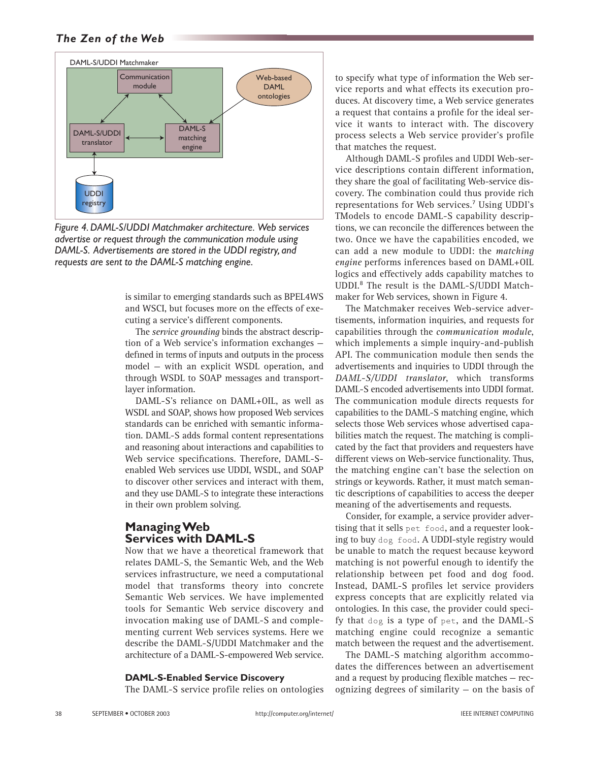Figure 4. DAML-S/UDDI Matchmaker architecture. Web services advertise or request through the communication module using DAML-S. Advertisements are stored in the UDDI registry, and requests are sent to the DAML-S matching engine.

is similar to emerging standards such as BPEL4WS and WSCI, but focuses more on the effects of executing a service's different components.

The *service grounding* binds the abstract description of a Web service's information exchanges — defined in terms of inputs and outputs in the process model — with an explicit WSDL operation, and through WSDL to SOAP messages and transport-layer information.

DAML-S's reliance on DAML+OIL, as well as WSDL and SOAP, shows how proposed Web services standards can be enriched with semantic information. DAML-S adds formal content representations and reasoning about interactions and capabilities to Web service specifications. Therefore, DAML-S-enabled Web services use UDDI, WSDL, and SOAP to discover other services and interact with them, and they use DAML-S to integrate these interactions in their own problem solving.

## Managing Web Services with DAML-S

Now that we have a theoretical framework that relates DAML-S, the Semantic Web, and the Web services infrastructure, we need a computational model that transforms theory into concrete Semantic Web services. We have implemented tools for Semantic Web service discovery and invocation making use of DAML-S and complementing current Web services systems. Here we describe the DAML-S/UDDI Matchmaker and the architecture of a DAML-S-empowered Web service.

### DAML-S-Enabled Service Discovery

The DAML-S service profile relies on ontologies to specify what type of information the Web service reports and what effects its execution produces. At discovery time, a Web service generates a request that contains a profile for the ideal service it wants to interact with. The discovery process selects a Web service provider's profile that matches the request.

Although DAML-S profiles and UDDI Web-service descriptions contain different information, they share the goal of facilitating Web-service discovery. The combination could thus provide rich representations for Web services.[7] Using UDDI's TModels to encode DAML-S capability descriptions, we can reconcile the differences between the two. Once we have the capabilities encoded, we can add a new module to UDDI: the *matching engine* performs inferences based on DAML+OIL logics and effectively adds capability matches to UDDI.[8] The result is the DAML-S/UDDI Matchmaker for Web services, shown in Figure 4.

The Matchmaker receives Web-service advertisements, information inquiries, and requests for capabilities through the *communication module*, which implements a simple inquiry-and-publish API. The communication module then sends the advertisements and inquiries to UDDI through the *DAML-S/UDDI translator*, which transforms DAML-S encoded advertisements into UDDI format. The communication module directs requests for capabilities to the DAML-S matching engine, which selects those Web services whose advertised capabilities match the request. The matching is complicated by the fact that providers and requesters have different views on Web-service functionality. Thus, the matching engine can't base the selection on strings or keywords. Rather, it must match semantic descriptions of capabilities to access the deeper meaning of the advertisements and requests.

Consider, for example, a service provider advertising that it sells `pet food`, and a requester looking to buy `dog food`. A UDDI-style registry would be unable to match the request because keyword matching is not powerful enough to identify the relationship between pet food and dog food. Instead, DAML-S profiles let service providers express concepts that are explicitly related via ontologies. In this case, the provider could specify that `dog` is a type of `pet`, and the DAML-S matching engine could recognize a semantic match between the request and the advertisement.

The DAML-S matching algorithm accommodates the differences between an advertisement and a request by producing flexible matches — recognizing degrees of similarity — on the basis of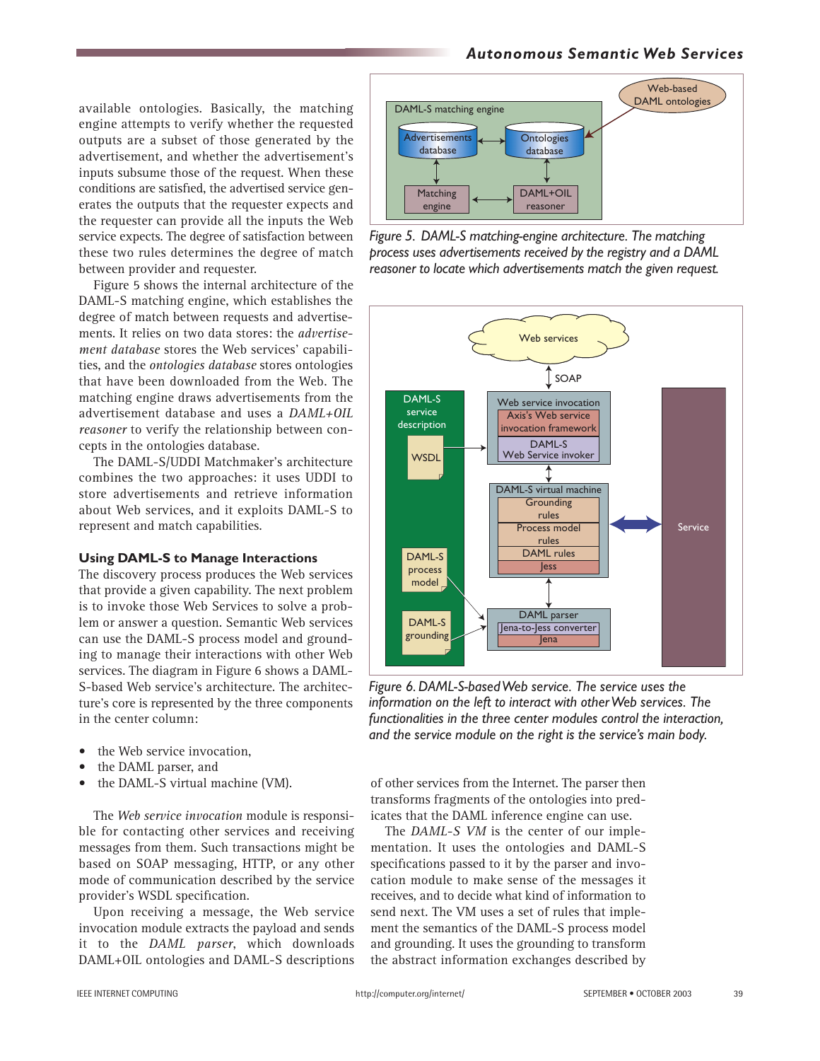available ontologies. Basically, the matching engine attempts to verify whether the requested outputs are a subset of those generated by the advertisement, and whether the advertisement's inputs subsume those of the request. When these conditions are satisfied, the advertised service generates the outputs that the requester expects and the requester can provide all the inputs the Web service expects. The degree of satisfaction between these two rules determines the degree of match between provider and requester.

Figure 5 shows the internal architecture of the DAML-S matching engine, which establishes the degree of match between requests and advertisements. It relies on two data stores: the *advertisement database* stores the Web services' capabilities, and the *ontologies database* stores ontologies that have been downloaded from the Web. The matching engine draws advertisements from the advertisement database and uses a *DAML+OIL reasoner* to verify the relationship between concepts in the ontologies database.

The DAML-S/UDDI Matchmaker's architecture combines the two approaches: it uses UDDI to store advertisements and retrieve information about Web services, and it exploits DAML-S to represent and match capabilities.

DAML-S matching engine

Advertisements database

Ontologies database

Web-based DAML ontologies

Matching engine

DAML+OIL reasoner

Figure 5. DAML-S matching-engine architecture. The matching process uses advertisements received by the registry and a DAML reasoner to locate which advertisements match the given request.

### Using DAML-S to Manage Interactions

The discovery process produces the Web services that provide a given capability. The next problem is to invoke those Web Services to solve a problem or answer a question. Semantic Web services can use the DAML-S process model and grounding to manage their interactions with other Web services. The diagram in Figure 6 shows a DAML-S-based Web service's architecture. The architecture's core is represented by the three components in the center column:

- the Web service invocation,
- the DAML parser, and
- the DAML-S virtual machine (VM).

Web services

SOAP

DAML-S service description

WSDL

DAML-S process model

DAML-S grounding

Web service invocation

Axis's Web service invocation framework

DAML-S Web Service invoker

DAML-S virtual machine

Grounding rules

Process model rules

DAML rules

Jess

DAML parser

Jena-to-Jess converter

Jena

Service

Figure 6. DAML-S-based Web service. The service uses the information on the left to interact with other Web services. The functionalities in the three center modules control the interaction, and the service module on the right is the service's main body.

The *Web service invocation* module is responsible for contacting other services and receiving messages from them. Such transactions might be based on SOAP messaging, HTTP, or any other mode of communication described by the service provider's WSDL specification.

Upon receiving a message, the Web service invocation module extracts the payload and sends it to the *DAML parser*, which downloads DAML+OIL ontologies and DAML-S descriptions of other services from the Internet. The parser then transforms fragments of the ontologies into predicates that the DAML inference engine can use.

The *DAML-S VM* is the center of our implementation. It uses the ontologies and DAML-S specifications passed to it by the parser and invocation module to make sense of the messages it receives, and to decide what kind of information to send next. The VM uses a set of rules that implement the semantics of the DAML-S process model and grounding. It uses the grounding to transform the abstract information exchanges described by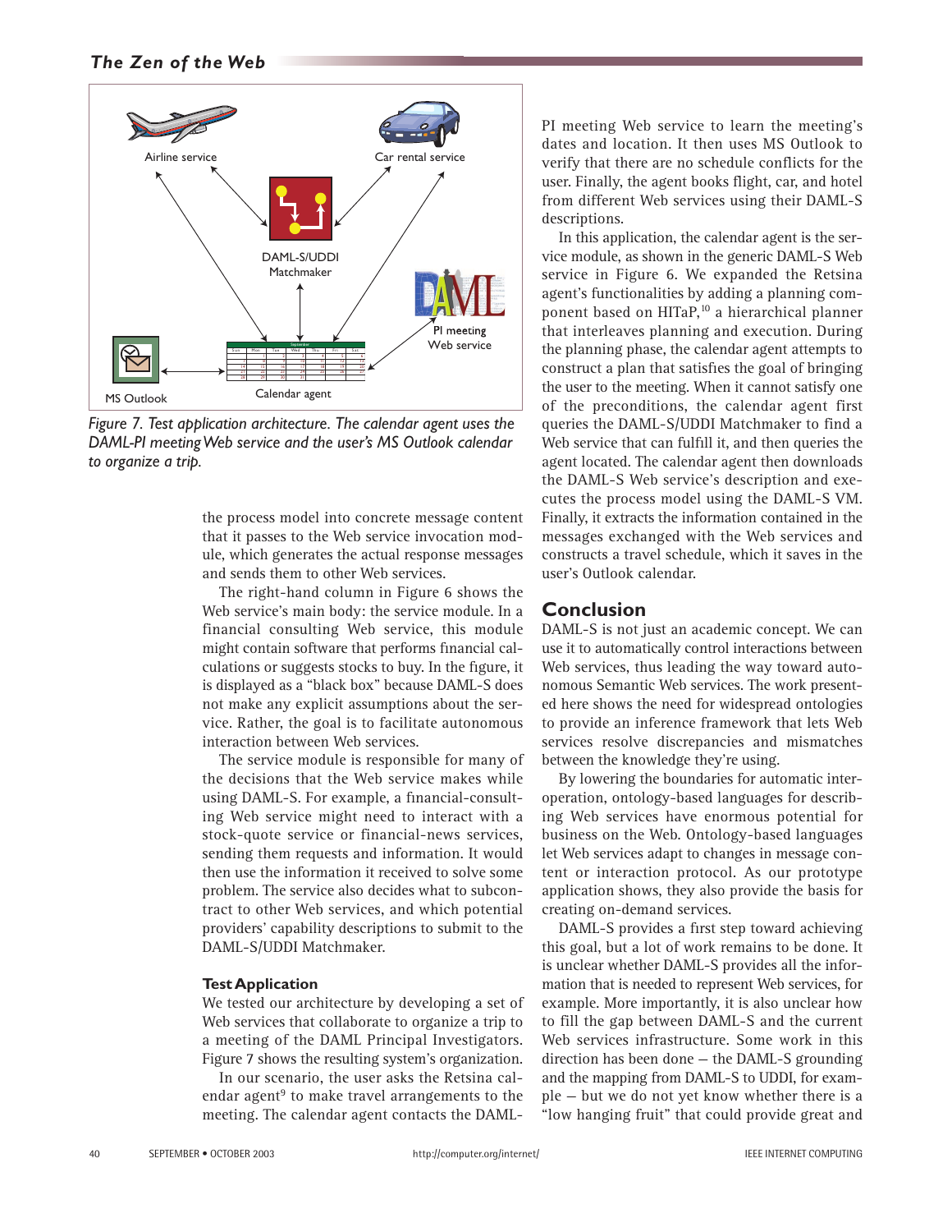Airline service

Car rental service

DAML-S/UDDI Matchmaker

PI meeting Web service

MS Outlook

Calendar agent

*Figure 7. Test application architecture. The calendar agent uses the DAML-PI meeting Web service and the user's MS Outlook calendar to organize a trip.*

the process model into concrete message content that it passes to the Web service invocation module, which generates the actual response messages and sends them to other Web services.

The right-hand column in Figure 6 shows the Web service's main body: the service module. In a financial consulting Web service, this module might contain software that performs financial calculations or suggests stocks to buy. In the figure, it is displayed as a "black box" because DAML-S does not make any explicit assumptions about the service. Rather, the goal is to facilitate autonomous interaction between Web services.

The service module is responsible for many of the decisions that the Web service makes while using DAML-S. For example, a financial-consulting Web service might need to interact with a stock-quote service or financial-news services, sending them requests and information. It would then use the information it received to solve some problem. The service also decides what to subcontract to other Web services, and which potential providers' capability descriptions to submit to the DAML-S/UDDI Matchmaker.

### Test Application

We tested our architecture by developing a set of Web services that collaborate to organize a trip to a meeting of the DAML Principal Investigators. Figure 7 shows the resulting system's organization.

In our scenario, the user asks the Retsina calendar agent[9] to make travel arrangements to the meeting. The calendar agent contacts the DAML-PI meeting Web service to learn the meeting's dates and location. It then uses MS Outlook to verify that there are no schedule conflicts for the user. Finally, the agent books flight, car, and hotel from different Web services using their DAML-S descriptions.

In this application, the calendar agent is the service module, as shown in the generic DAML-S Web service in Figure 6. We expanded the Retsina agent's functionalities by adding a planning component based on HITaP,[10] a hierarchical planner that interleaves planning and execution. During the planning phase, the calendar agent attempts to construct a plan that satisfies the goal of bringing the user to the meeting. When it cannot satisfy one of the preconditions, the calendar agent first queries the DAML-S/UDDI Matchmaker to find a Web service that can fulfill it, and then queries the agent located. The calendar agent then downloads the DAML-S Web service's description and executes the process model using the DAML-S VM. Finally, it extracts the information contained in the messages exchanged with the Web services and constructs a travel schedule, which it saves in the user's Outlook calendar.

## Conclusion

DAML-S is not just an academic concept. We can use it to automatically control interactions between Web services, thus leading the way toward autonomous Semantic Web services. The work presented here shows the need for widespread ontologies to provide an inference framework that lets Web services resolve discrepancies and mismatches between the knowledge they're using.

By lowering the boundaries for automatic interoperation, ontology-based languages for describing Web services have enormous potential for business on the Web. Ontology-based languages let Web services adapt to changes in message content or interaction protocol. As our prototype application shows, they also provide the basis for creating on-demand services.

DAML-S provides a first step toward achieving this goal, but a lot of work remains to be done. It is unclear whether DAML-S provides all the information that is needed to represent Web services, for example. More importantly, it is also unclear how to fill the gap between DAML-S and the current Web services infrastructure. Some work in this direction has been done — the DAML-S grounding and the mapping from DAML-S to UDDI, for example — but we do not yet know whether there is a "low hanging fruit" that could provide great and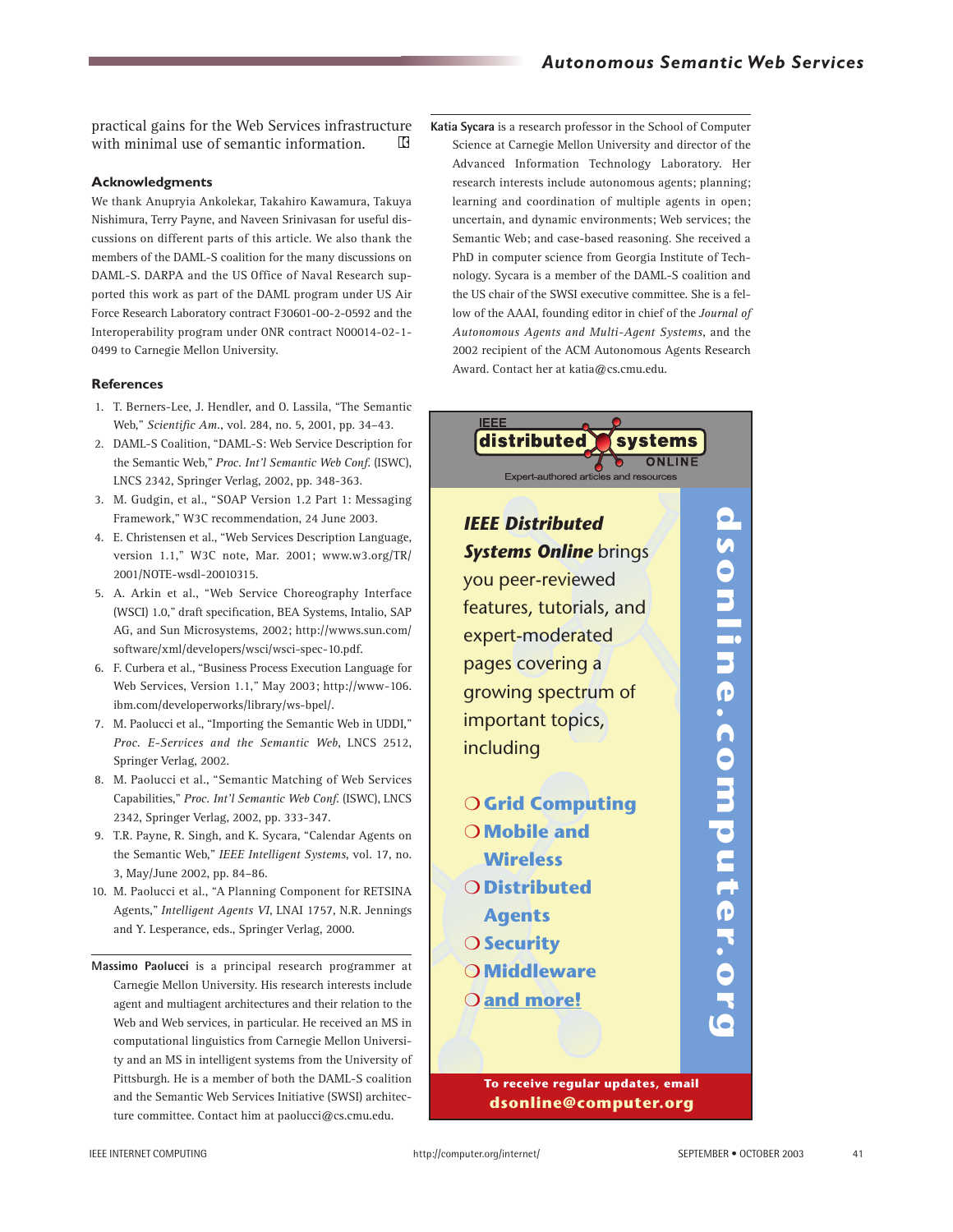practical gains for the Web Services infrastructure with minimal use of semantic information.

## Acknowledgments

We thank Anupryia Ankolekar, Takahiro Kawamura, Takuya Nishimura, Terry Payne, and Naveen Srinivasan for useful discussions on different parts of this article. We also thank the members of the DAML-S coalition for the many discussions on DAML-S. DARPA and the US Office of Naval Research supported this work as part of the DAML program under US Air Force Research Laboratory contract F30601-00-2-0592 and the Interoperability program under ONR contract N00014-02-1-0499 to Carnegie Mellon University.

## References

1. T. Berners-Lee, J. Hendler, and O. Lassila, "The Semantic Web," *Scientific Am.*, vol. 284, no. 5, 2001, pp. 34–43.
2. DAML-S Coalition, "DAML-S: Web Service Description for the Semantic Web," *Proc. Int'l Semantic Web Conf.* (ISWC), LNCS 2342, Springer Verlag, 2002, pp. 348-363.
3. M. Gudgin, et al., "SOAP Version 1.2 Part 1: Messaging Framework," W3C recommendation, 24 June 2003.
4. E. Christensen et al., "Web Services Description Language, version 1.1," W3C note, Mar. 2001; www.w3.org/TR/2001/NOTE-wsdl-20010315.
5. A. Arkin et al., "Web Service Choreography Interface (WSCI) 1.0," draft specification, BEA Systems, Intalio, SAP AG, and Sun Microsystems, 2002; http://wwws.sun.com/software/xml/developers/wsci/wsci-spec-10.pdf.
6. F. Curbera et al., "Business Process Execution Language for Web Services, Version 1.1," May 2003; http://www-106.ibm.com/developerworks/library/ws-bpel/.
7. M. Paolucci et al., "Importing the Semantic Web in UDDI," *Proc. E-Services and the Semantic Web*, LNCS 2512, Springer Verlag, 2002.
8. M. Paolucci et al., "Semantic Matching of Web Services Capabilities," *Proc. Int'l Semantic Web Conf.* (ISWC), LNCS 2342, Springer Verlag, 2002, pp. 333-347.
9. T.R. Payne, R. Singh, and K. Sycara, "Calendar Agents on the Semantic Web," *IEEE Intelligent Systems*, vol. 17, no. 3, May/June 2002, pp. 84–86.
10. M. Paolucci et al., "A Planning Component for RETSINA Agents," *Intelligent Agents VI*, LNAI 1757, N.R. Jennings and Y. Lesperance, eds., Springer Verlag, 2000.

**Massimo Paolucci** is a principal research programmer at Carnegie Mellon University. His research interests include agent and multiagent architectures and their relation to the Web and Web services, in particular. He received an MS in computational linguistics from Carnegie Mellon University and an MS in intelligent systems from the University of Pittsburgh. He is a member of both the DAML-S coalition and the Semantic Web Services Initiative (SWSI) architecture committee. Contact him at paolucci@cs.cmu.edu.

**Katia Sycara** is a research professor in the School of Computer Science at Carnegie Mellon University and director of the Advanced Information Technology Laboratory. Her research interests include autonomous agents; planning; learning and coordination of multiple agents in open; uncertain, and dynamic environments; Web services; the Semantic Web; and case-based reasoning. She received a PhD in computer science from Georgia Institute of Technology. Sycara is a member of the DAML-S coalition and the US chair of the SWSI executive committee. She is a fellow of the AAAI, founding editor in chief of the *Journal of Autonomous Agents and Multi-Agent Systems*, and the 2002 recipient of the ACM Autonomous Agents Research Award. Contact her at katia@cs.cmu.edu.

IEEE distributed systems ONLINE

Expert-authored articles and resources

***IEEE Distributed Systems Online*** brings you peer-reviewed features, tutorials, and expert-moderated pages covering a growing spectrum of important topics, including

- Grid Computing
- Mobile and Wireless
- Distributed Agents
- Security
- Middleware
- and more!

dsonline.computer.org

To receive regular updates, email **dsonline@computer.org**